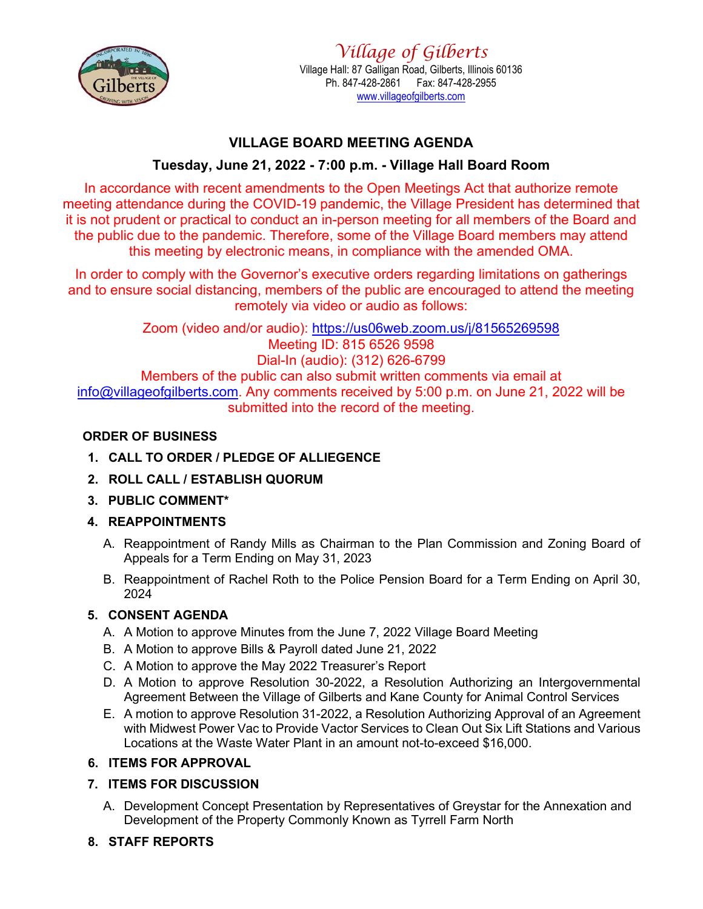# *Village of Gilberts*

Village Hall: 87 Galligan Road, Gilberts, Illinois 60136
Ph. 847-428-2861 Fax: 847-428-2955
www.villageofgilberts.com

## VILLAGE BOARD MEETING AGENDA

### Tuesday, June 21, 2022 - 7:00 p.m. - Village Hall Board Room

In accordance with recent amendments to the Open Meetings Act that authorize remote meeting attendance during the COVID-19 pandemic, the Village President has determined that it is not prudent or practical to conduct an in-person meeting for all members of the Board and the public due to the pandemic. Therefore, some of the Village Board members may attend this meeting by electronic means, in compliance with the amended OMA.

In order to comply with the Governor's executive orders regarding limitations on gatherings and to ensure social distancing, members of the public are encouraged to attend the meeting remotely via video or audio as follows:

Zoom (video and/or audio): https://us06web.zoom.us/j/81565269598
Meeting ID: 815 6526 9598
Dial-In (audio): (312) 626-6799
Members of the public can also submit written comments via email at info@villageofgilberts.com. Any comments received by 5:00 p.m. on June 21, 2022 will be submitted into the record of the meeting.

**ORDER OF BUSINESS**

1. **CALL TO ORDER / PLEDGE OF ALLIEGENCE**
2. **ROLL CALL / ESTABLISH QUORUM**
3. **PUBLIC COMMENT***
4. **REAPPOINTMENTS**
   - A. Reappointment of Randy Mills as Chairman to the Plan Commission and Zoning Board of Appeals for a Term Ending on May 31, 2023
   - B. Reappointment of Rachel Roth to the Police Pension Board for a Term Ending on April 30, 2024
5. **CONSENT AGENDA**
   - A. A Motion to approve Minutes from the June 7, 2022 Village Board Meeting
   - B. A Motion to approve Bills & Payroll dated June 21, 2022
   - C. A Motion to approve the May 2022 Treasurer's Report
   - D. A Motion to approve Resolution 30-2022, a Resolution Authorizing an Intergovernmental Agreement Between the Village of Gilberts and Kane County for Animal Control Services
   - E. A motion to approve Resolution 31-2022, a Resolution Authorizing Approval of an Agreement with Midwest Power Vac to Provide Vactor Services to Clean Out Six Lift Stations and Various Locations at the Waste Water Plant in an amount not-to-exceed $16,000.
6. **ITEMS FOR APPROVAL**
7. **ITEMS FOR DISCUSSION**
   - A. Development Concept Presentation by Representatives of Greystar for the Annexation and Development of the Property Commonly Known as Tyrrell Farm North
8. **STAFF REPORTS**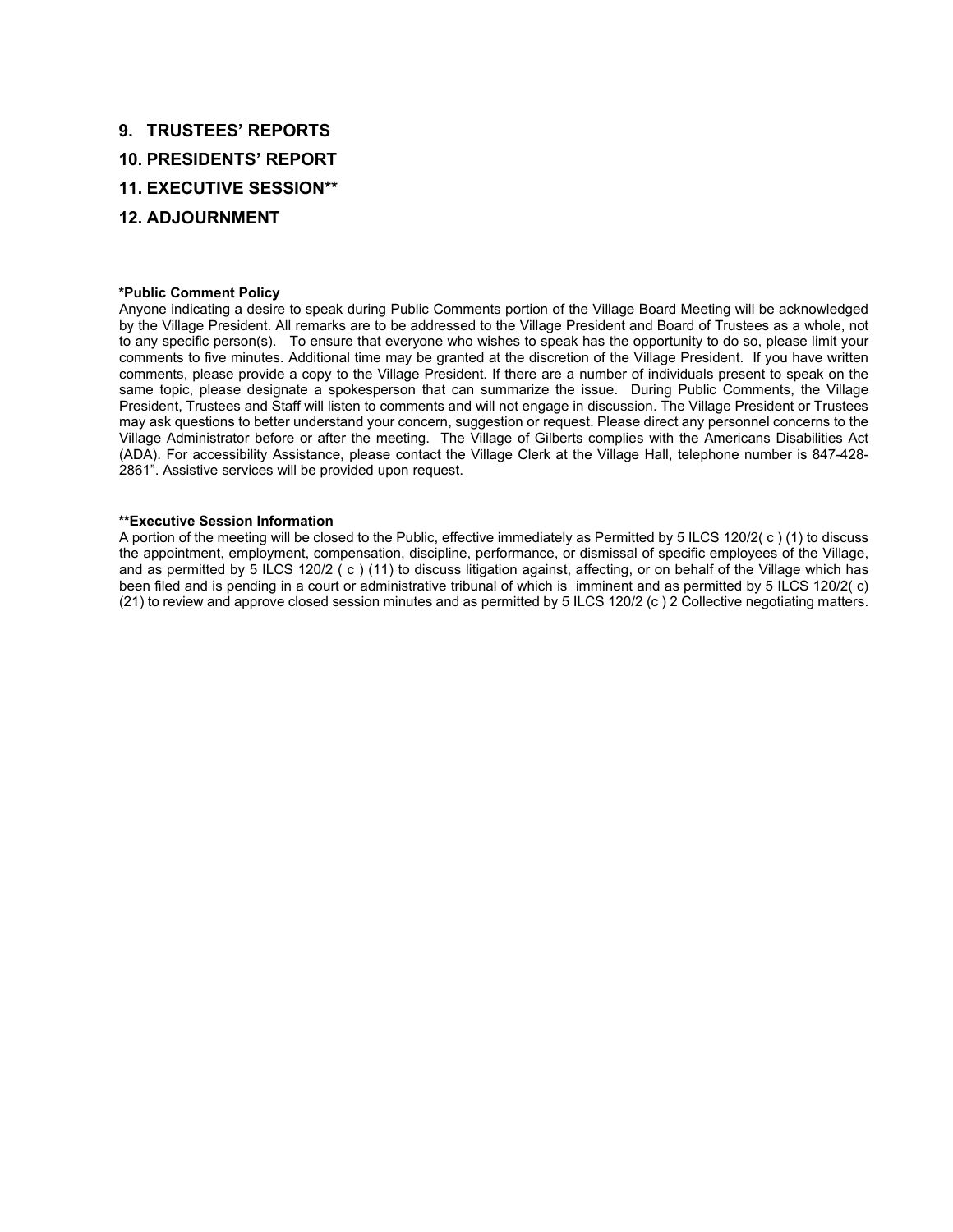**9. TRUSTEES' REPORTS**

**10. PRESIDENTS' REPORT**

**11. EXECUTIVE SESSION****

**12. ADJOURNMENT**

***Public Comment Policy**
Anyone indicating a desire to speak during Public Comments portion of the Village Board Meeting will be acknowledged by the Village President. All remarks are to be addressed to the Village President and Board of Trustees as a whole, not to any specific person(s). To ensure that everyone who wishes to speak has the opportunity to do so, please limit your comments to five minutes. Additional time may be granted at the discretion of the Village President. If you have written comments, please provide a copy to the Village President. If there are a number of individuals present to speak on the same topic, please designate a spokesperson that can summarize the issue. During Public Comments, the Village President, Trustees and Staff will listen to comments and will not engage in discussion. The Village President or Trustees may ask questions to better understand your concern, suggestion or request. Please direct any personnel concerns to the Village Administrator before or after the meeting. The Village of Gilberts complies with the Americans Disabilities Act (ADA). For accessibility Assistance, please contact the Village Clerk at the Village Hall, telephone number is 847-428-2861". Assistive services will be provided upon request.

****Executive Session Information**
A portion of the meeting will be closed to the Public, effective immediately as Permitted by 5 ILCS 120/2( c ) (1) to discuss the appointment, employment, compensation, discipline, performance, or dismissal of specific employees of the Village, and as permitted by 5 ILCS 120/2 ( c ) (11) to discuss litigation against, affecting, or on behalf of the Village which has been filed and is pending in a court or administrative tribunal of which is imminent and as permitted by 5 ILCS 120/2( c) (21) to review and approve closed session minutes and as permitted by 5 ILCS 120/2 (c ) 2 Collective negotiating matters.